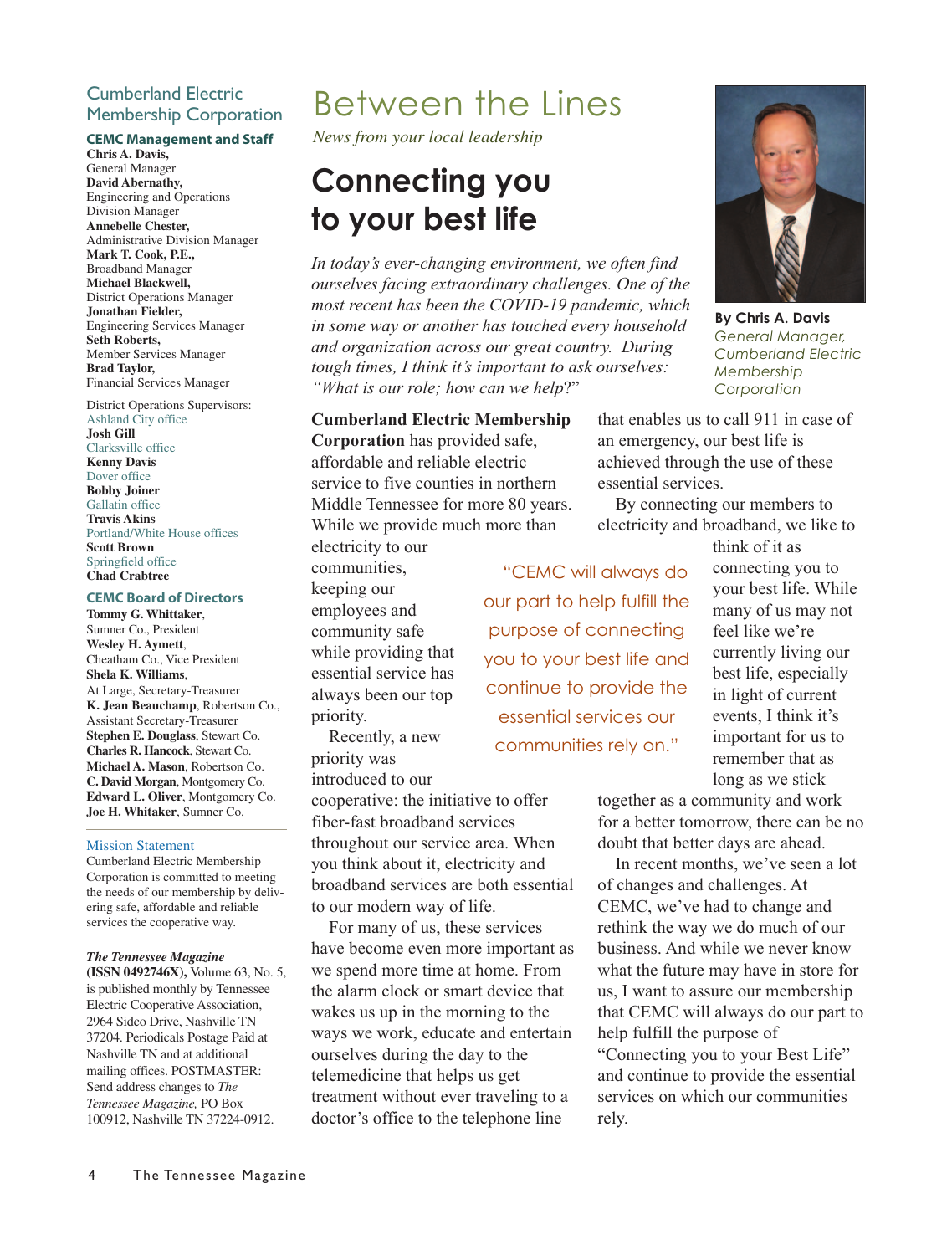## Cumberland Electric Membership Corporation

**CEMC Management and Staff**

**Chris A. Davis,**
General Manager
**David Abernathy,**
Engineering and Operations Division Manager
**Annebelle Chester,**
Administrative Division Manager
**Mark T. Cook, P.E.,**
Broadband Manager
**Michael Blackwell,**
District Operations Manager
**Jonathan Fielder,**
Engineering Services Manager
**Seth Roberts,**
Member Services Manager
**Brad Taylor,**
Financial Services Manager

District Operations Supervisors:
Ashland City office
**Josh Gill**
Clarksville office
**Kenny Davis**
Dover office
**Bobby Joiner**
Gallatin office
**Travis Akins**
Portland/White House offices
**Scott Brown**
Springfield office
**Chad Crabtree**

**CEMC Board of Directors**

**Tommy G. Whittaker**, Sumner Co., President
**Wesley H. Aymett**, Cheatham Co., Vice President
**Shela K. Williams**, At Large, Secretary-Treasurer
**K. Jean Beauchamp**, Robertson Co., Assistant Secretary-Treasurer
**Stephen E. Douglass**, Stewart Co.
**Charles R. Hancock**, Stewart Co.
**Michael A. Mason**, Robertson Co.
**C. David Morgan**, Montgomery Co.
**Edward L. Oliver**, Montgomery Co.
**Joe H. Whitaker**, Sumner Co.

Mission Statement
Cumberland Electric Membership Corporation is committed to meeting the needs of our membership by delivering safe, affordable and reliable services the cooperative way.

***The Tennessee Magazine*** **(ISSN 0492746X),** Volume 63, No. 5, is published monthly by Tennessee Electric Cooperative Association, 2964 Sidco Drive, Nashville TN 37204. Periodicals Postage Paid at Nashville TN and at additional mailing offices. POSTMASTER: Send address changes to *The Tennessee Magazine,* PO Box 100912, Nashville TN 37224-0912.

# Between the Lines

*News from your local leadership*

## Connecting you to your best life

**By Chris A. Davis**
*General Manager, Cumberland Electric Membership Corporation*

*In today's ever-changing environment, we often find ourselves facing extraordinary challenges. One of the most recent has been the COVID-19 pandemic, which in some way or another has touched every household and organization across our great country. During tough times, I think it's important to ask ourselves: "What is our role; how can we help?"*

**Cumberland Electric Membership Corporation** has provided safe, affordable and reliable electric service to five counties in northern Middle Tennessee for more 80 years. While we provide much more than electricity to our communities, keeping our employees and community safe while providing that essential service has always been our top priority.

Recently, a new priority was introduced to our cooperative: the initiative to offer fiber-fast broadband services throughout our service area. When you think about it, electricity and broadband services are both essential to our modern way of life.

For many of us, these services have become even more important as we spend more time at home. From the alarm clock or smart device that wakes us up in the morning to the ways we work, educate and entertain ourselves during the day to the telemedicine that helps us get treatment without ever traveling to a doctor's office to the telephone line that enables us to call 911 in case of an emergency, our best life is achieved through the use of these essential services.

> "CEMC will always do our part to help fulfill the purpose of connecting you to your best life and continue to provide the essential services our communities rely on."

By connecting our members to electricity and broadband, we like to think of it as connecting you to your best life. While many of us may not feel like we're currently living our best life, especially in light of current events, I think it's important for us to remember that as long as we stick together as a community and work for a better tomorrow, there can be no doubt that better days are ahead.

In recent months, we've seen a lot of changes and challenges. At CEMC, we've had to change and rethink the way we do much of our business. And while we never know what the future may have in store for us, I want to assure our membership that CEMC will always do our part to help fulfill the purpose of "Connecting you to your Best Life" and continue to provide the essential services on which our communities rely.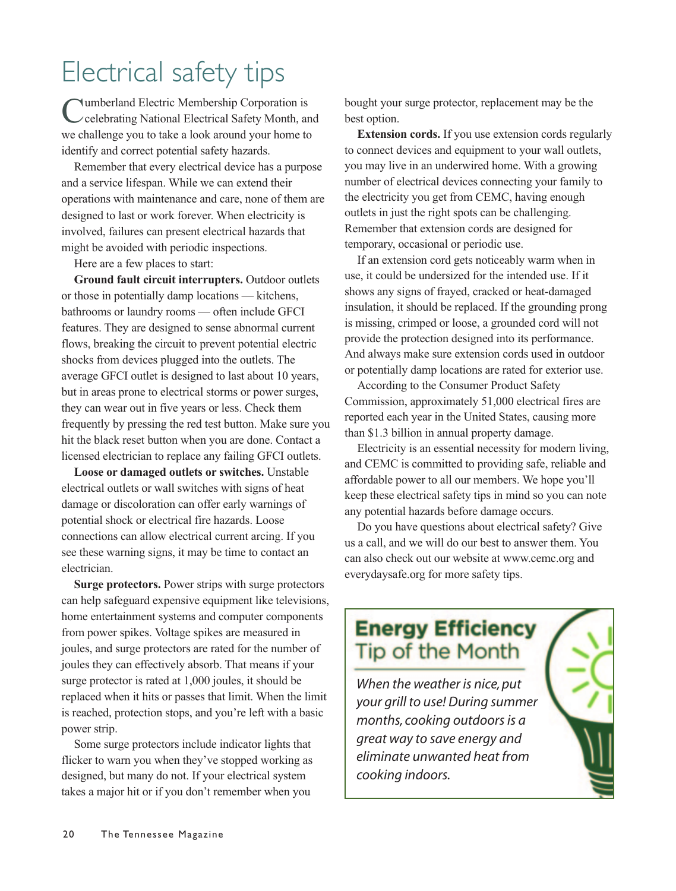# Electrical safety tips

Cumberland Electric Membership Corporation is celebrating National Electrical Safety Month, and we challenge you to take a look around your home to identify and correct potential safety hazards.

Remember that every electrical device has a purpose and a service lifespan. While we can extend their operations with maintenance and care, none of them are designed to last or work forever. When electricity is involved, failures can present electrical hazards that might be avoided with periodic inspections.

Here are a few places to start:

**Ground fault circuit interrupters.** Outdoor outlets or those in potentially damp locations — kitchens, bathrooms or laundry rooms — often include GFCI features. They are designed to sense abnormal current flows, breaking the circuit to prevent potential electric shocks from devices plugged into the outlets. The average GFCI outlet is designed to last about 10 years, but in areas prone to electrical storms or power surges, they can wear out in five years or less. Check them frequently by pressing the red test button. Make sure you hit the black reset button when you are done. Contact a licensed electrician to replace any failing GFCI outlets.

**Loose or damaged outlets or switches.** Unstable electrical outlets or wall switches with signs of heat damage or discoloration can offer early warnings of potential shock or electrical fire hazards. Loose connections can allow electrical current arcing. If you see these warning signs, it may be time to contact an electrician.

**Surge protectors.** Power strips with surge protectors can help safeguard expensive equipment like televisions, home entertainment systems and computer components from power spikes. Voltage spikes are measured in joules, and surge protectors are rated for the number of joules they can effectively absorb. That means if your surge protector is rated at 1,000 joules, it should be replaced when it hits or passes that limit. When the limit is reached, protection stops, and you're left with a basic power strip.

Some surge protectors include indicator lights that flicker to warn you when they've stopped working as designed, but many do not. If your electrical system takes a major hit or if you don't remember when you bought your surge protector, replacement may be the best option.

**Extension cords.** If you use extension cords regularly to connect devices and equipment to your wall outlets, you may live in an underwired home. With a growing number of electrical devices connecting your family to the electricity you get from CEMC, having enough outlets in just the right spots can be challenging. Remember that extension cords are designed for temporary, occasional or periodic use.

If an extension cord gets noticeably warm when in use, it could be undersized for the intended use. If it shows any signs of frayed, cracked or heat-damaged insulation, it should be replaced. If the grounding prong is missing, crimped or loose, a grounded cord will not provide the protection designed into its performance. And always make sure extension cords used in outdoor or potentially damp locations are rated for exterior use.

According to the Consumer Product Safety Commission, approximately 51,000 electrical fires are reported each year in the United States, causing more than $1.3 billion in annual property damage.

Electricity is an essential necessity for modern living, and CEMC is committed to providing safe, reliable and affordable power to all our members. We hope you'll keep these electrical safety tips in mind so you can note any potential hazards before damage occurs.

Do you have questions about electrical safety? Give us a call, and we will do our best to answer them. You can also check out our website at www.cemc.org and everydaysafe.org for more safety tips.

## Energy Efficiency Tip of the Month

*When the weather is nice, put your grill to use! During summer months, cooking outdoors is a great way to save energy and eliminate unwanted heat from cooking indoors.*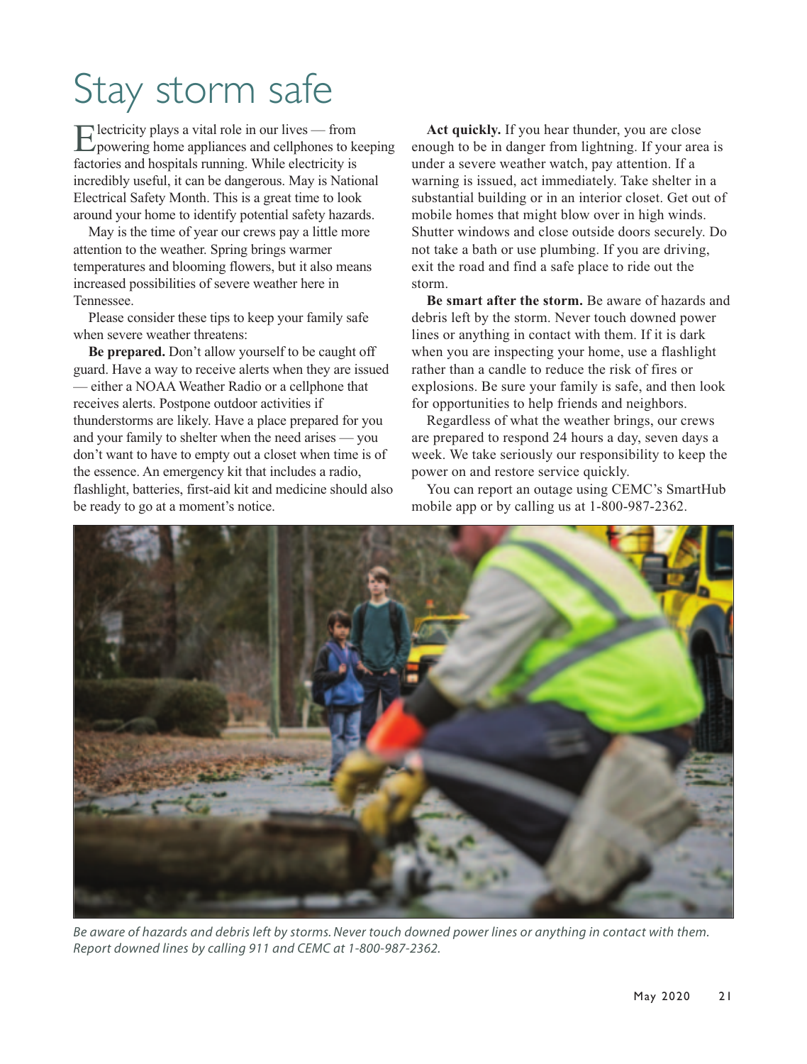# Stay storm safe

Electricity plays a vital role in our lives — from powering home appliances and cellphones to keeping factories and hospitals running. While electricity is incredibly useful, it can be dangerous. May is National Electrical Safety Month. This is a great time to look around your home to identify potential safety hazards.

May is the time of year our crews pay a little more attention to the weather. Spring brings warmer temperatures and blooming flowers, but it also means increased possibilities of severe weather here in Tennessee.

Please consider these tips to keep your family safe when severe weather threatens:

**Be prepared.** Don't allow yourself to be caught off guard. Have a way to receive alerts when they are issued — either a NOAA Weather Radio or a cellphone that receives alerts. Postpone outdoor activities if thunderstorms are likely. Have a place prepared for you and your family to shelter when the need arises — you don't want to have to empty out a closet when time is of the essence. An emergency kit that includes a radio, flashlight, batteries, first-aid kit and medicine should also be ready to go at a moment's notice.

**Act quickly.** If you hear thunder, you are close enough to be in danger from lightning. If your area is under a severe weather watch, pay attention. If a warning is issued, act immediately. Take shelter in a substantial building or in an interior closet. Get out of mobile homes that might blow over in high winds. Shutter windows and close outside doors securely. Do not take a bath or use plumbing. If you are driving, exit the road and find a safe place to ride out the storm.

**Be smart after the storm.** Be aware of hazards and debris left by the storm. Never touch downed power lines or anything in contact with them. If it is dark when you are inspecting your home, use a flashlight rather than a candle to reduce the risk of fires or explosions. Be sure your family is safe, and then look for opportunities to help friends and neighbors.

Regardless of what the weather brings, our crews are prepared to respond 24 hours a day, seven days a week. We take seriously our responsibility to keep the power on and restore service quickly.

You can report an outage using CEMC's SmartHub mobile app or by calling us at 1-800-987-2362.

*Be aware of hazards and debris left by storms. Never touch downed power lines or anything in contact with them. Report downed lines by calling 911 and CEMC at 1-800-987-2362.*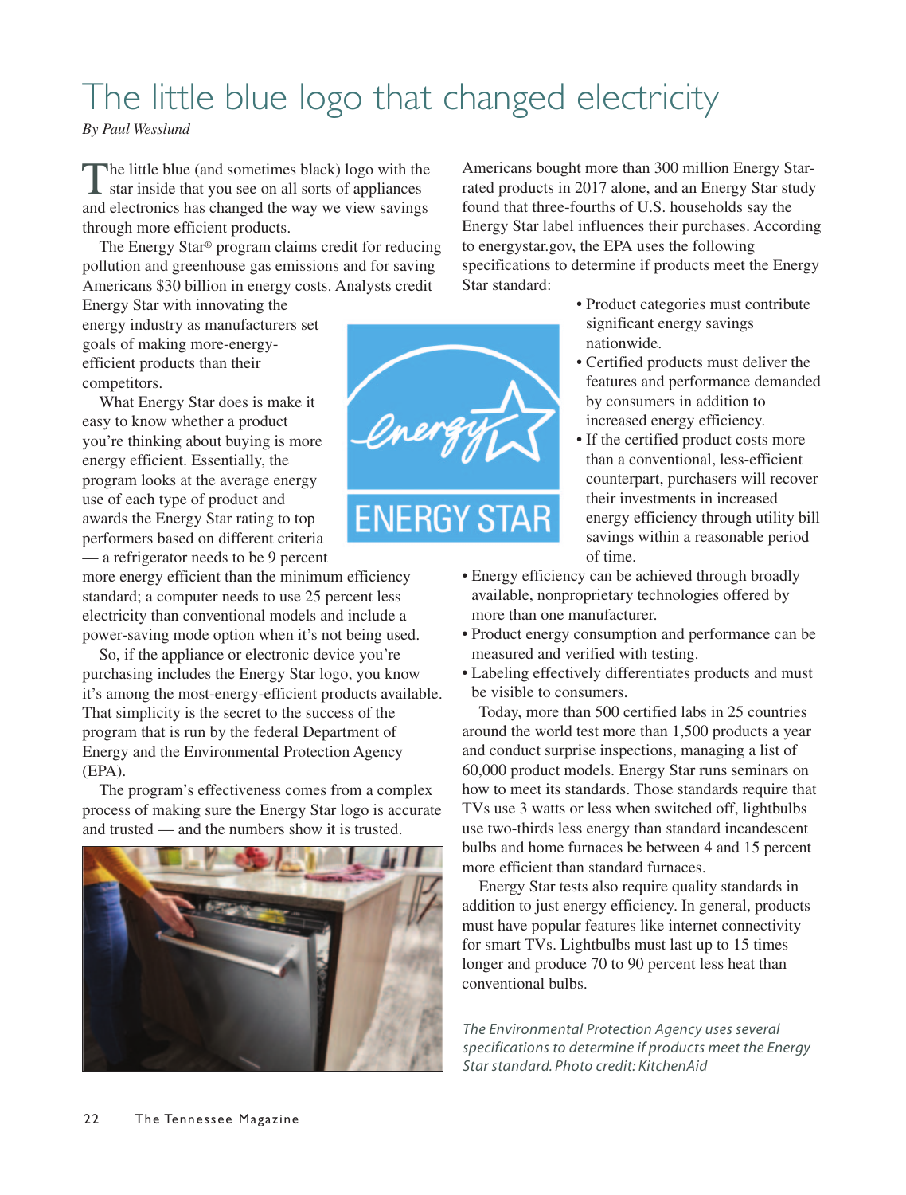# The little blue logo that changed electricity

*By Paul Wesslund*

The little blue (and sometimes black) logo with the star inside that you see on all sorts of appliances and electronics has changed the way we view savings through more efficient products.

The Energy Star® program claims credit for reducing pollution and greenhouse gas emissions and for saving Americans $30 billion in energy costs. Analysts credit Energy Star with innovating the energy industry as manufacturers set goals of making more-energy-efficient products than their competitors.

What Energy Star does is make it easy to know whether a product you're thinking about buying is more energy efficient. Essentially, the program looks at the average energy use of each type of product and awards the Energy Star rating to top performers based on different criteria — a refrigerator needs to be 9 percent more energy efficient than the minimum efficiency standard; a computer needs to use 25 percent less electricity than conventional models and include a power-saving mode option when it's not being used.

So, if the appliance or electronic device you're purchasing includes the Energy Star logo, you know it's among the most-energy-efficient products available. That simplicity is the secret to the success of the program that is run by the federal Department of Energy and the Environmental Protection Agency (EPA).

The program's effectiveness comes from a complex process of making sure the Energy Star logo is accurate and trusted — and the numbers show it is trusted.

Americans bought more than 300 million Energy Star-rated products in 2017 alone, and an Energy Star study found that three-fourths of U.S. households say the Energy Star label influences their purchases. According to energystar.gov, the EPA uses the following specifications to determine if products meet the Energy Star standard:

- Product categories must contribute significant energy savings nationwide.
- Certified products must deliver the features and performance demanded by consumers in addition to increased energy efficiency.
- If the certified product costs more than a conventional, less-efficient counterpart, purchasers will recover their investments in increased energy efficiency through utility bill savings within a reasonable period of time.
- Energy efficiency can be achieved through broadly available, nonproprietary technologies offered by more than one manufacturer.
- Product energy consumption and performance can be measured and verified with testing.
- Labeling effectively differentiates products and must be visible to consumers.

Today, more than 500 certified labs in 25 countries around the world test more than 1,500 products a year and conduct surprise inspections, managing a list of 60,000 product models. Energy Star runs seminars on how to meet its standards. Those standards require that TVs use 3 watts or less when switched off, lightbulbs use two-thirds less energy than standard incandescent bulbs and home furnaces be between 4 and 15 percent more efficient than standard furnaces.

Energy Star tests also require quality standards in addition to just energy efficiency. In general, products must have popular features like internet connectivity for smart TVs. Lightbulbs must last up to 15 times longer and produce 70 to 90 percent less heat than conventional bulbs.

*The Environmental Protection Agency uses several specifications to determine if products meet the Energy Star standard. Photo credit: KitchenAid*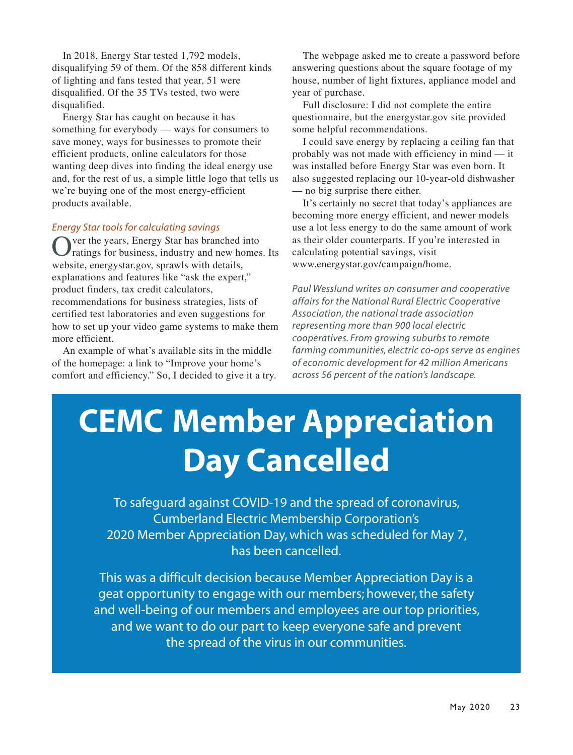In 2018, Energy Star tested 1,792 models, disqualifying 59 of them. Of the 858 different kinds of lighting and fans tested that year, 51 were disqualified. Of the 35 TVs tested, two were disqualified.

Energy Star has caught on because it has something for everybody — ways for consumers to save money, ways for businesses to promote their efficient products, online calculators for those wanting deep dives into finding the ideal energy use and, for the rest of us, a simple little logo that tells us we're buying one of the most energy-efficient products available.

### *Energy Star tools for calculating savings*

Over the years, Energy Star has branched into ratings for business, industry and new homes. Its website, energystar.gov, sprawls with details, explanations and features like "ask the expert," product finders, tax credit calculators, recommendations for business strategies, lists of certified test laboratories and even suggestions for how to set up your video game systems to make them more efficient.

An example of what's available sits in the middle of the homepage: a link to "Improve your home's comfort and efficiency." So, I decided to give it a try.

The webpage asked me to create a password before answering questions about the square footage of my house, number of light fixtures, appliance model and year of purchase.

Full disclosure: I did not complete the entire questionnaire, but the energystar.gov site provided some helpful recommendations.

I could save energy by replacing a ceiling fan that probably was not made with efficiency in mind — it was installed before Energy Star was even born. It also suggested replacing our 10-year-old dishwasher — no big surprise there either.

It's certainly no secret that today's appliances are becoming more energy efficient, and newer models use a lot less energy to do the same amount of work as their older counterparts. If you're interested in calculating potential savings, visit www.energystar.gov/campaign/home.

*Paul Wesslund writes on consumer and cooperative affairs for the National Rural Electric Cooperative Association, the national trade association representing more than 900 local electric cooperatives. From growing suburbs to remote farming communities, electric co-ops serve as engines of economic development for 42 million Americans across 56 percent of the nation's landscape.*

# CEMC Member Appreciation Day Cancelled

To safeguard against COVID-19 and the spread of coronavirus, Cumberland Electric Membership Corporation's 2020 Member Appreciation Day, which was scheduled for May 7, has been cancelled.

This was a difficult decision because Member Appreciation Day is a geat opportunity to engage with our members; however, the safety and well-being of our members and employees are our top priorities, and we want to do our part to keep everyone safe and prevent the spread of the virus in our communities.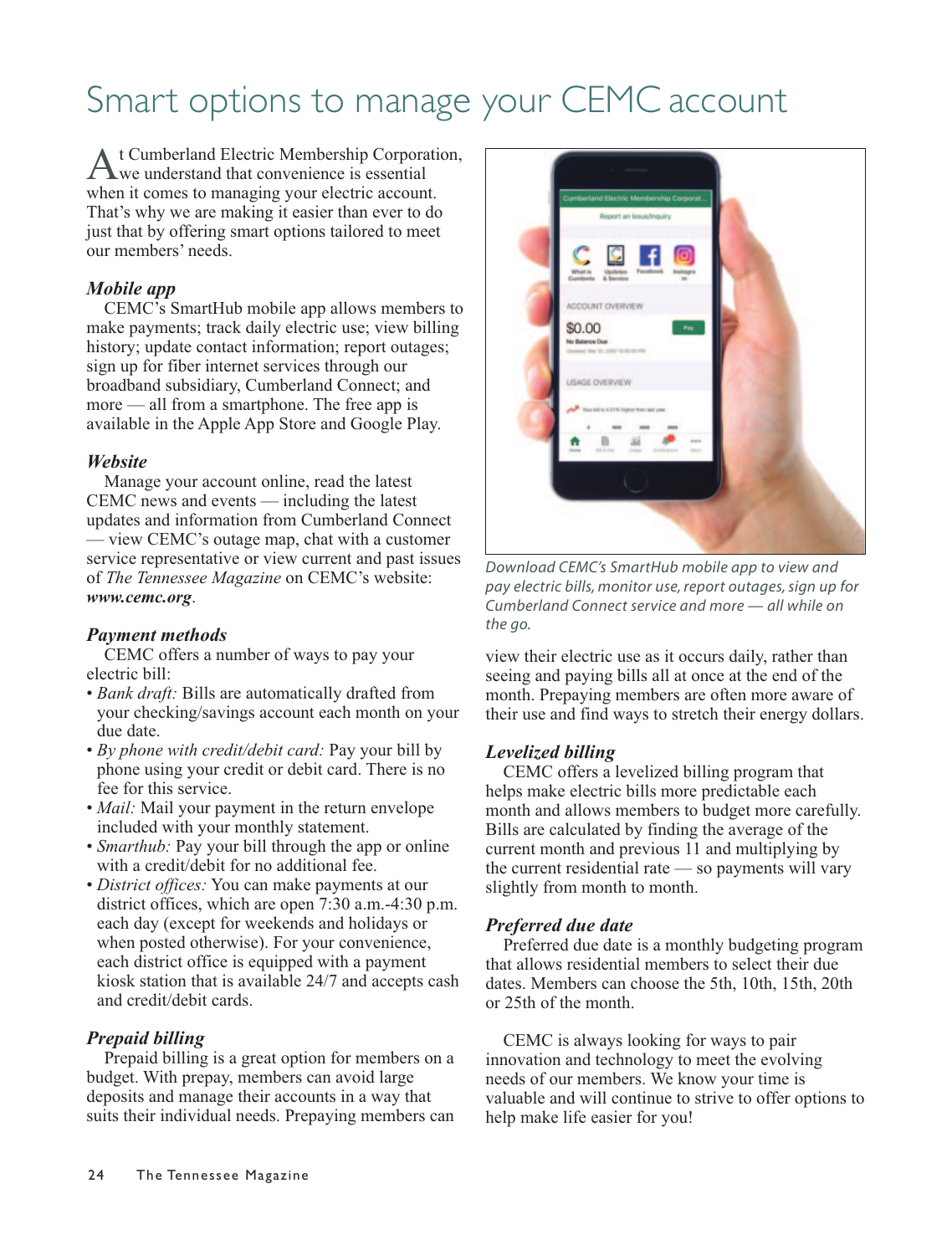# Smart options to manage your CEMC account

At Cumberland Electric Membership Corporation, we understand that convenience is essential when it comes to managing your electric account. That's why we are making it easier than ever to do just that by offering smart options tailored to meet our members' needs.

### *Mobile app*

CEMC's SmartHub mobile app allows members to make payments; track daily electric use; view billing history; update contact information; report outages; sign up for fiber internet services through our broadband subsidiary, Cumberland Connect; and more — all from a smartphone. The free app is available in the Apple App Store and Google Play.

### *Website*

Manage your account online, read the latest CEMC news and events — including the latest updates and information from Cumberland Connect — view CEMC's outage map, chat with a customer service representative or view current and past issues of *The Tennessee Magazine* on CEMC's website: ***www.cemc.org***.

### *Payment methods*

CEMC offers a number of ways to pay your electric bill:

- *Bank draft:* Bills are automatically drafted from your checking/savings account each month on your due date.
- *By phone with credit/debit card:* Pay your bill by phone using your credit or debit card. There is no fee for this service.
- *Mail:* Mail your payment in the return envelope included with your monthly statement.
- *Smarthub:* Pay your bill through the app or online with a credit/debit for no additional fee.
- *District offices:* You can make payments at our district offices, which are open 7:30 a.m.-4:30 p.m. each day (except for weekends and holidays or when posted otherwise). For your convenience, each district office is equipped with a payment kiosk station that is available 24/7 and accepts cash and credit/debit cards.

### *Prepaid billing*

Prepaid billing is a great option for members on a budget. With prepay, members can avoid large deposits and manage their accounts in a way that suits their individual needs. Prepaying members can view their electric use as it occurs daily, rather than seeing and paying bills all at once at the end of the month. Prepaying members are often more aware of their use and find ways to stretch their energy dollars.

*Download CEMC's SmartHub mobile app to view and pay electric bills, monitor use, report outages, sign up for Cumberland Connect service and more — all while on the go.*

### *Levelized billing*

CEMC offers a levelized billing program that helps make electric bills more predictable each month and allows members to budget more carefully. Bills are calculated by finding the average of the current month and previous 11 and multiplying by the current residential rate — so payments will vary slightly from month to month.

### *Preferred due date*

Preferred due date is a monthly budgeting program that allows residential members to select their due dates. Members can choose the 5th, 10th, 15th, 20th or 25th of the month.

CEMC is always looking for ways to pair innovation and technology to meet the evolving needs of our members. We know your time is valuable and will continue to strive to offer options to help make life easier for you!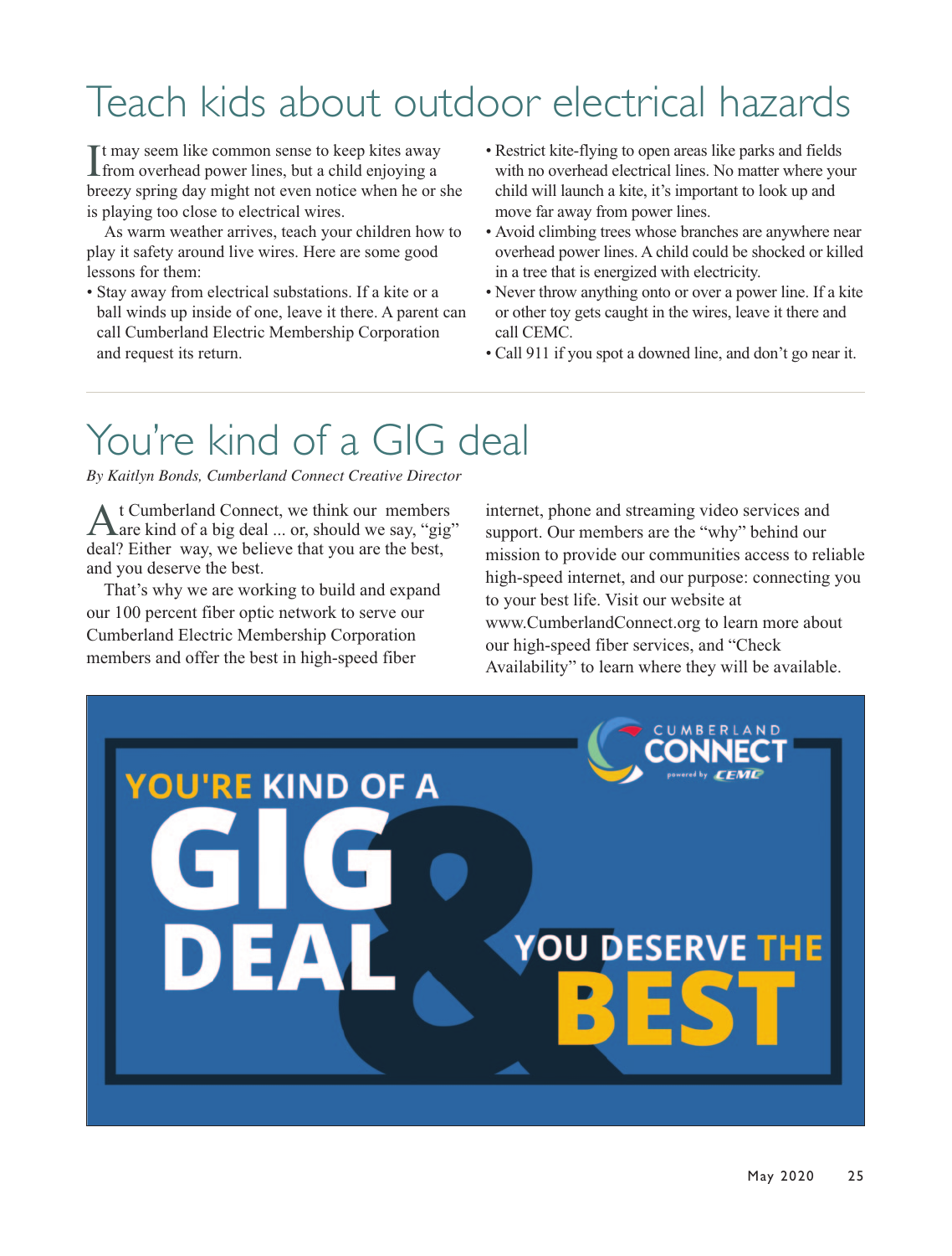# Teach kids about outdoor electrical hazards

It may seem like common sense to keep kites away from overhead power lines, but a child enjoying a breezy spring day might not even notice when he or she is playing too close to electrical wires.

As warm weather arrives, teach your children how to play it safety around live wires. Here are some good lessons for them:

- Stay away from electrical substations. If a kite or a ball winds up inside of one, leave it there. A parent can call Cumberland Electric Membership Corporation and request its return.
- Restrict kite-flying to open areas like parks and fields with no overhead electrical lines. No matter where your child will launch a kite, it's important to look up and move far away from power lines.
- Avoid climbing trees whose branches are anywhere near overhead power lines. A child could be shocked or killed in a tree that is energized with electricity.
- Never throw anything onto or over a power line. If a kite or other toy gets caught in the wires, leave it there and call CEMC.
- Call 911 if you spot a downed line, and don't go near it.

# You're kind of a GIG deal

*By Kaitlyn Bonds, Cumberland Connect Creative Director*

At Cumberland Connect, we think our members are kind of a big deal ... or, should we say, "gig" deal? Either way, we believe that you are the best, and you deserve the best.

That's why we are working to build and expand our 100 percent fiber optic network to serve our Cumberland Electric Membership Corporation members and offer the best in high-speed fiber internet, phone and streaming video services and support. Our members are the "why" behind our mission to provide our communities access to reliable high-speed internet, and our purpose: connecting you to your best life. Visit our website at www.CumberlandConnect.org to learn more about our high-speed fiber services, and "Check Availability" to learn where they will be available.

CUMBERLAND CONNECT powered by CEMC

YOU'RE KIND OF A GIG DEAL & YOU DESERVE THE BEST